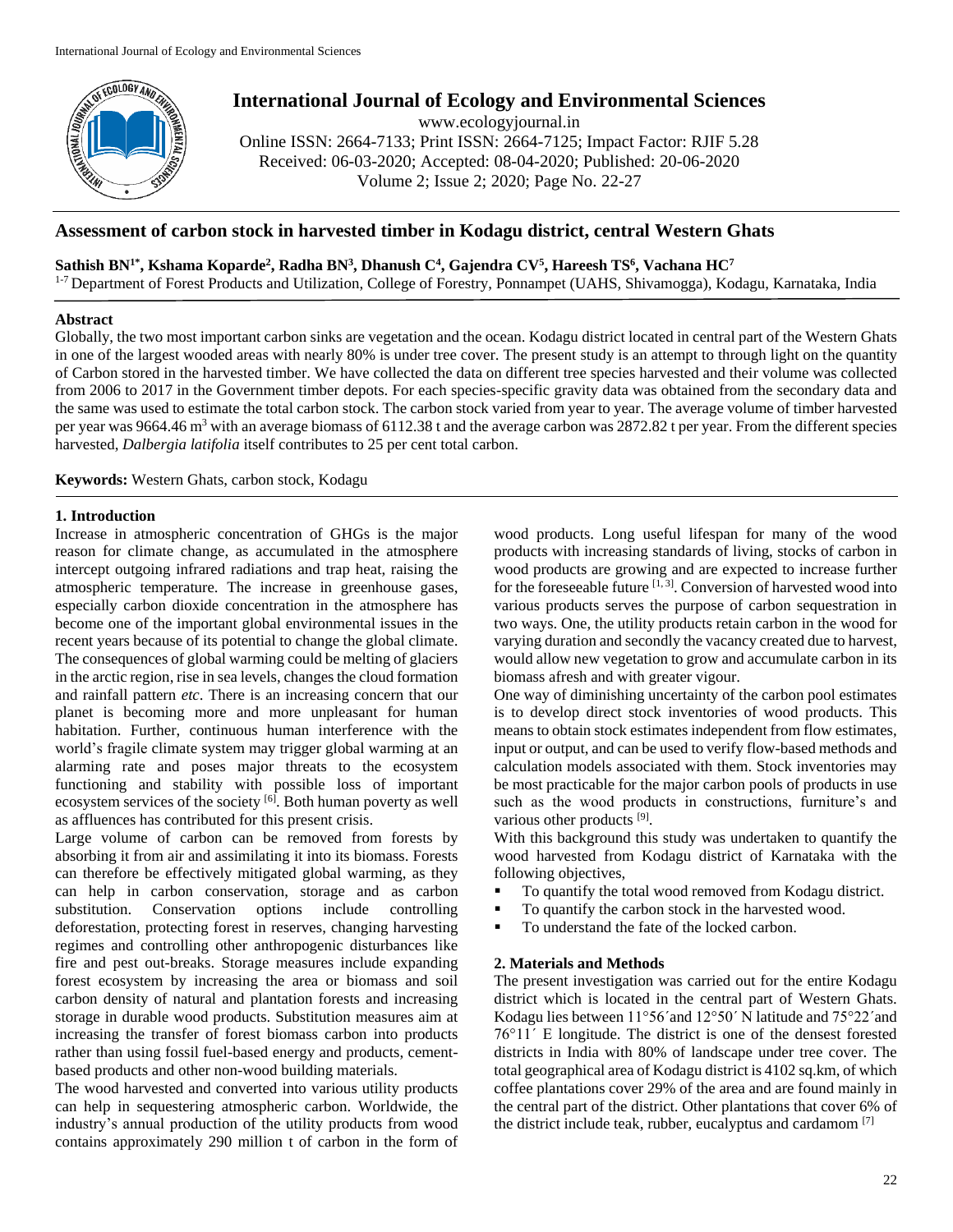# International Journal of Ecology and Environmental Sciences

www.ecologyjournal.in

Online ISSN: 2664-7133; Print ISSN: 2664-7125; Impact Factor: RJIF 5.28

Received: 06-03-2020; Accepted: 08-04-2020; Published: 20-06-2020

Volume 2; Issue 2; 2020; Page No. 22-27

## Assessment of carbon stock in harvested timber in Kodagu district, central Western Ghats

**Sathish BN[1*], Kshama Koparde[2], Radha BN[3], Dhanush C[4], Gajendra CV[5], Hareesh TS[6], Vachana HC[7]**

[1-7] Department of Forest Products and Utilization, College of Forestry, Ponnampet (UAHS, Shivamogga), Kodagu, Karnataka, India

### Abstract

Globally, the two most important carbon sinks are vegetation and the ocean. Kodagu district located in central part of the Western Ghats in one of the largest wooded areas with nearly 80% is under tree cover. The present study is an attempt to through light on the quantity of Carbon stored in the harvested timber. We have collected the data on different tree species harvested and their volume was collected from 2006 to 2017 in the Government timber depots. For each species-specific gravity data was obtained from the secondary data and the same was used to estimate the total carbon stock. The carbon stock varied from year to year. The average volume of timber harvested per year was 9664.46 $m^3$ with an average biomass of 6112.38 t and the average carbon was 2872.82 t per year. From the different species harvested, *Dalbergia latifolia* itself contributes to 25 per cent total carbon.

**Keywords:** Western Ghats, carbon stock, Kodagu

### 1. Introduction

Increase in atmospheric concentration of GHGs is the major reason for climate change, as accumulated in the atmosphere intercept outgoing infrared radiations and trap heat, raising the atmospheric temperature. The increase in greenhouse gases, especially carbon dioxide concentration in the atmosphere has become one of the important global environmental issues in the recent years because of its potential to change the global climate. The consequences of global warming could be melting of glaciers in the arctic region, rise in sea levels, changes the cloud formation and rainfall pattern *etc*. There is an increasing concern that our planet is becoming more and more unpleasant for human habitation. Further, continuous human interference with the world's fragile climate system may trigger global warming at an alarming rate and poses major threats to the ecosystem functioning and stability with possible loss of important ecosystem services of the society [6]. Both human poverty as well as affluences has contributed for this present crisis.

Large volume of carbon can be removed from forests by absorbing it from air and assimilating it into its biomass. Forests can therefore be effectively mitigated global warming, as they can help in carbon conservation, storage and as carbon substitution. Conservation options include controlling deforestation, protecting forest in reserves, changing harvesting regimes and controlling other anthropogenic disturbances like fire and pest out-breaks. Storage measures include expanding forest ecosystem by increasing the area or biomass and soil carbon density of natural and plantation forests and increasing storage in durable wood products. Substitution measures aim at increasing the transfer of forest biomass carbon into products rather than using fossil fuel-based energy and products, cement-based products and other non-wood building materials.

The wood harvested and converted into various utility products can help in sequestering atmospheric carbon. Worldwide, the industry's annual production of the utility products from wood contains approximately 290 million t of carbon in the form of wood products. Long useful lifespan for many of the wood products with increasing standards of living, stocks of carbon in wood products are growing and are expected to increase further for the foreseeable future [1, 3]. Conversion of harvested wood into various products serves the purpose of carbon sequestration in two ways. One, the utility products retain carbon in the wood for varying duration and secondly the vacancy created due to harvest, would allow new vegetation to grow and accumulate carbon in its biomass afresh and with greater vigour.

One way of diminishing uncertainty of the carbon pool estimates is to develop direct stock inventories of wood products. This means to obtain stock estimates independent from flow estimates, input or output, and can be used to verify flow-based methods and calculation models associated with them. Stock inventories may be most practicable for the major carbon pools of products in use such as the wood products in constructions, furniture's and various other products [9].

With this background this study was undertaken to quantify the wood harvested from Kodagu district of Karnataka with the following objectives,

- To quantify the total wood removed from Kodagu district.
- To quantify the carbon stock in the harvested wood.
- To understand the fate of the locked carbon.

### 2. Materials and Methods

The present investigation was carried out for the entire Kodagu district which is located in the central part of Western Ghats. Kodagu lies between 11°56´and 12°50´ N latitude and 75°22´and 76°11´ E longitude. The district is one of the densest forested districts in India with 80% of landscape under tree cover. The total geographical area of Kodagu district is 4102 sq.km, of which coffee plantations cover 29% of the area and are found mainly in the central part of the district. Other plantations that cover 6% of the district include teak, rubber, eucalyptus and cardamom [7]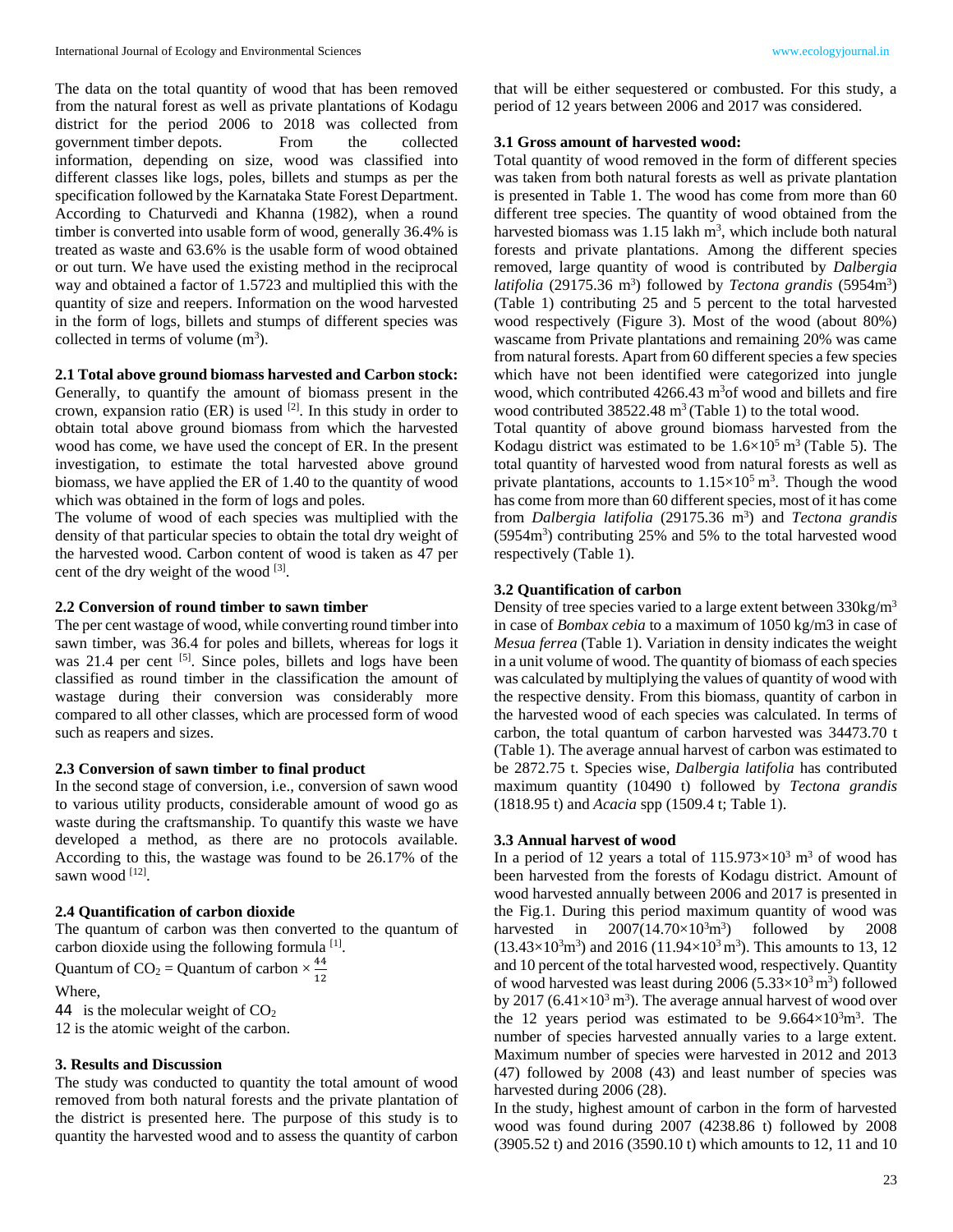The data on the total quantity of wood that has been removed from the natural forest as well as private plantations of Kodagu district for the period 2006 to 2018 was collected from government timber depots. From the collected information, depending on size, wood was classified into different classes like logs, poles, billets and stumps as per the specification followed by the Karnataka State Forest Department. According to Chaturvedi and Khanna (1982), when a round timber is converted into usable form of wood, generally 36.4% is treated as waste and 63.6% is the usable form of wood obtained or out turn. We have used the existing method in the reciprocal way and obtained a factor of 1.5723 and multiplied this with the quantity of size and reepers. Information on the wood harvested in the form of logs, billets and stumps of different species was collected in terms of volume ($m^3$).

### 2.1 Total above ground biomass harvested and Carbon stock:

Generally, to quantify the amount of biomass present in the crown, expansion ratio (ER) is used [2]. In this study in order to obtain total above ground biomass from which the harvested wood has come, we have used the concept of ER. In the present investigation, to estimate the total harvested above ground biomass, we have applied the ER of 1.40 to the quantity of wood which was obtained in the form of logs and poles.

The volume of wood of each species was multiplied with the density of that particular species to obtain the total dry weight of the harvested wood. Carbon content of wood is taken as 47 per cent of the dry weight of the wood [3].

### 2.2 Conversion of round timber to sawn timber

The per cent wastage of wood, while converting round timber into sawn timber, was 36.4 for poles and billets, whereas for logs it was 21.4 per cent [5]. Since poles, billets and logs have been classified as round timber in the classification the amount of wastage during their conversion was considerably more compared to all other classes, which are processed form of wood such as reapers and sizes.

### 2.3 Conversion of sawn timber to final product

In the second stage of conversion, i.e., conversion of sawn wood to various utility products, considerable amount of wood go as waste during the craftsmanship. To quantify this waste we have developed a method, as there are no protocols available. According to this, the wastage was found to be 26.17% of the sawn wood [12].

### 2.4 Quantification of carbon dioxide

The quantum of carbon was then converted to the quantum of carbon dioxide using the following formula [1].

Quantum of $CO_2$ = Quantum of carbon × $\frac{44}{12}$

Where,

44 is the molecular weight of $CO_2$

12 is the atomic weight of the carbon.

## 3. Results and Discussion

The study was conducted to quantity the total amount of wood removed from both natural forests and the private plantation of the district is presented here. The purpose of this study is to quantity the harvested wood and to assess the quantity of carbon that will be either sequestered or combusted. For this study, a period of 12 years between 2006 and 2017 was considered.

### 3.1 Gross amount of harvested wood:

Total quantity of wood removed in the form of different species was taken from both natural forests as well as private plantation is presented in Table 1. The wood has come from more than 60 different tree species. The quantity of wood obtained from the harvested biomass was 1.15 lakh $m^3$, which include both natural forests and private plantations. Among the different species removed, large quantity of wood is contributed by *Dalbergia latifolia* (29175.36 $m^3$) followed by *Tectona grandis* (5954$m^3$) (Table 1) contributing 25 and 5 percent to the total harvested wood respectively (Figure 3). Most of the wood (about 80%) wascame from Private plantations and remaining 20% was came from natural forests. Apart from 60 different species a few species which have not been identified were categorized into jungle wood, which contributed 4266.43 $m^3$of wood and billets and fire wood contributed 38522.48 $m^3$ (Table 1) to the total wood.

Total quantity of above ground biomass harvested from the Kodagu district was estimated to be $1.6 \times 10^5$ $m^3$ (Table 5). The total quantity of harvested wood from natural forests as well as private plantations, accounts to $1.15 \times 10^5$ $m^3$. Though the wood has come from more than 60 different species, most of it has come from *Dalbergia latifolia* (29175.36 $m^3$) and *Tectona grandis* (5954$m^3$) contributing 25% and 5% to the total harvested wood respectively (Table 1).

### 3.2 Quantification of carbon

Density of tree species varied to a large extent between 330kg/$m^3$ in case of *Bombax cebia* to a maximum of 1050 kg/m3 in case of *Mesua ferrea* (Table 1). Variation in density indicates the weight in a unit volume of wood. The quantity of biomass of each species was calculated by multiplying the values of quantity of wood with the respective density. From this biomass, quantity of carbon in the harvested wood of each species was calculated. In terms of carbon, the total quantum of carbon harvested was 34473.70 t (Table 1). The average annual harvest of carbon was estimated to be 2872.75 t. Species wise, *Dalbergia latifolia* has contributed maximum quantity (10490 t) followed by *Tectona grandis* (1818.95 t) and *Acacia* spp (1509.4 t; Table 1).

### 3.3 Annual harvest of wood

In a period of 12 years a total of $115.973 \times 10^3$ $m^3$ of wood has been harvested from the forests of Kodagu district. Amount of wood harvested annually between 2006 and 2017 is presented in the Fig.1. During this period maximum quantity of wood was harvested in 2007($14.70 \times 10^3 m^3$) followed by 2008 ($13.43 \times 10^3 m^3$) and 2016 ($11.94 \times 10^3$ $m^3$). This amounts to 13, 12 and 10 percent of the total harvested wood, respectively. Quantity of wood harvested was least during 2006 ($5.33 \times 10^3$ $m^3$) followed by 2017 ($6.41 \times 10^3$ $m^3$). The average annual harvest of wood over the 12 years period was estimated to be $9.664 \times 10^3 m^3$. The number of species harvested annually varies to a large extent. Maximum number of species were harvested in 2012 and 2013 (47) followed by 2008 (43) and least number of species was harvested during 2006 (28).

In the study, highest amount of carbon in the form of harvested wood was found during 2007 (4238.86 t) followed by 2008 (3905.52 t) and 2016 (3590.10 t) which amounts to 12, 11 and 10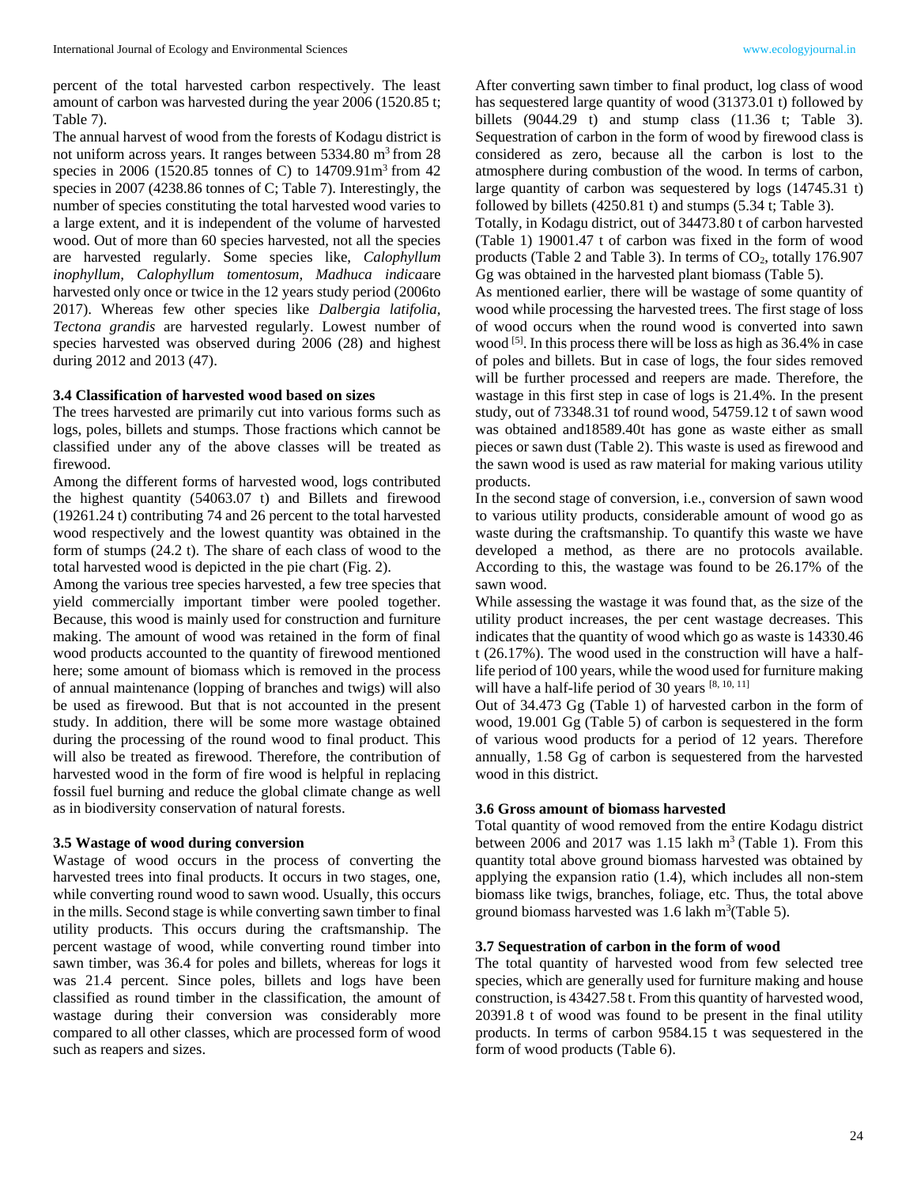percent of the total harvested carbon respectively. The least amount of carbon was harvested during the year 2006 (1520.85 t; Table 7).

The annual harvest of wood from the forests of Kodagu district is not uniform across years. It ranges between 5334.80 $m^3$ from 28 species in 2006 (1520.85 tonnes of C) to 14709.91$m^3$ from 42 species in 2007 (4238.86 tonnes of C; Table 7). Interestingly, the number of species constituting the total harvested wood varies to a large extent, and it is independent of the volume of harvested wood. Out of more than 60 species harvested, not all the species are harvested regularly. Some species like, *Calophyllum inophyllum, Calophyllum tomentosum, Madhuca indica*are harvested only once or twice in the 12 years study period (2006to 2017). Whereas few other species like *Dalbergia latifolia, Tectona grandis* are harvested regularly. Lowest number of species harvested was observed during 2006 (28) and highest during 2012 and 2013 (47).

### 3.4 Classification of harvested wood based on sizes

The trees harvested are primarily cut into various forms such as logs, poles, billets and stumps. Those fractions which cannot be classified under any of the above classes will be treated as firewood.

Among the different forms of harvested wood, logs contributed the highest quantity (54063.07 t) and Billets and firewood (19261.24 t) contributing 74 and 26 percent to the total harvested wood respectively and the lowest quantity was obtained in the form of stumps (24.2 t). The share of each class of wood to the total harvested wood is depicted in the pie chart (Fig. 2).

Among the various tree species harvested, a few tree species that yield commercially important timber were pooled together. Because, this wood is mainly used for construction and furniture making. The amount of wood was retained in the form of final wood products accounted to the quantity of firewood mentioned here; some amount of biomass which is removed in the process of annual maintenance (lopping of branches and twigs) will also be used as firewood. But that is not accounted in the present study. In addition, there will be some more wastage obtained during the processing of the round wood to final product. This will also be treated as firewood. Therefore, the contribution of harvested wood in the form of fire wood is helpful in replacing fossil fuel burning and reduce the global climate change as well as in biodiversity conservation of natural forests.

### 3.5 Wastage of wood during conversion

Wastage of wood occurs in the process of converting the harvested trees into final products. It occurs in two stages, one, while converting round wood to sawn wood. Usually, this occurs in the mills. Second stage is while converting sawn timber to final utility products. This occurs during the craftsmanship. The percent wastage of wood, while converting round timber into sawn timber, was 36.4 for poles and billets, whereas for logs it was 21.4 percent. Since poles, billets and logs have been classified as round timber in the classification, the amount of wastage during their conversion was considerably more compared to all other classes, which are processed form of wood such as reapers and sizes.

After converting sawn timber to final product, log class of wood has sequestered large quantity of wood (31373.01 t) followed by billets (9044.29 t) and stump class (11.36 t; Table 3). Sequestration of carbon in the form of wood by firewood class is considered as zero, because all the carbon is lost to the atmosphere during combustion of the wood. In terms of carbon, large quantity of carbon was sequestered by logs (14745.31 t) followed by billets (4250.81 t) and stumps (5.34 t; Table 3).

Totally, in Kodagu district, out of 34473.80 t of carbon harvested (Table 1) 19001.47 t of carbon was fixed in the form of wood products (Table 2 and Table 3). In terms of $CO_2$, totally 176.907 Gg was obtained in the harvested plant biomass (Table 5).

As mentioned earlier, there will be wastage of some quantity of wood while processing the harvested trees. The first stage of loss of wood occurs when the round wood is converted into sawn wood [5]. In this process there will be loss as high as 36.4% in case of poles and billets. But in case of logs, the four sides removed will be further processed and reepers are made. Therefore, the wastage in this first step in case of logs is 21.4%. In the present study, out of 73348.31 tof round wood, 54759.12 t of sawn wood was obtained and18589.40t has gone as waste either as small pieces or sawn dust (Table 2). This waste is used as firewood and the sawn wood is used as raw material for making various utility products.

In the second stage of conversion, i.e., conversion of sawn wood to various utility products, considerable amount of wood go as waste during the craftsmanship. To quantify this waste we have developed a method, as there are no protocols available. According to this, the wastage was found to be 26.17% of the sawn wood.

While assessing the wastage it was found that, as the size of the utility product increases, the per cent wastage decreases. This indicates that the quantity of wood which go as waste is 14330.46 t (26.17%). The wood used in the construction will have a half-life period of 100 years, while the wood used for furniture making will have a half-life period of 30 years [8, 10, 11]

Out of 34.473 Gg (Table 1) of harvested carbon in the form of wood, 19.001 Gg (Table 5) of carbon is sequestered in the form of various wood products for a period of 12 years. Therefore annually, 1.58 Gg of carbon is sequestered from the harvested wood in this district.

### 3.6 Gross amount of biomass harvested

Total quantity of wood removed from the entire Kodagu district between 2006 and 2017 was 1.15 lakh $m^3$ (Table 1). From this quantity total above ground biomass harvested was obtained by applying the expansion ratio (1.4), which includes all non-stem biomass like twigs, branches, foliage, etc. Thus, the total above ground biomass harvested was 1.6 lakh $m^3$(Table 5).

### 3.7 Sequestration of carbon in the form of wood

The total quantity of harvested wood from few selected tree species, which are generally used for furniture making and house construction, is 43427.58 t. From this quantity of harvested wood, 20391.8 t of wood was found to be present in the final utility products. In terms of carbon 9584.15 t was sequestered in the form of wood products (Table 6).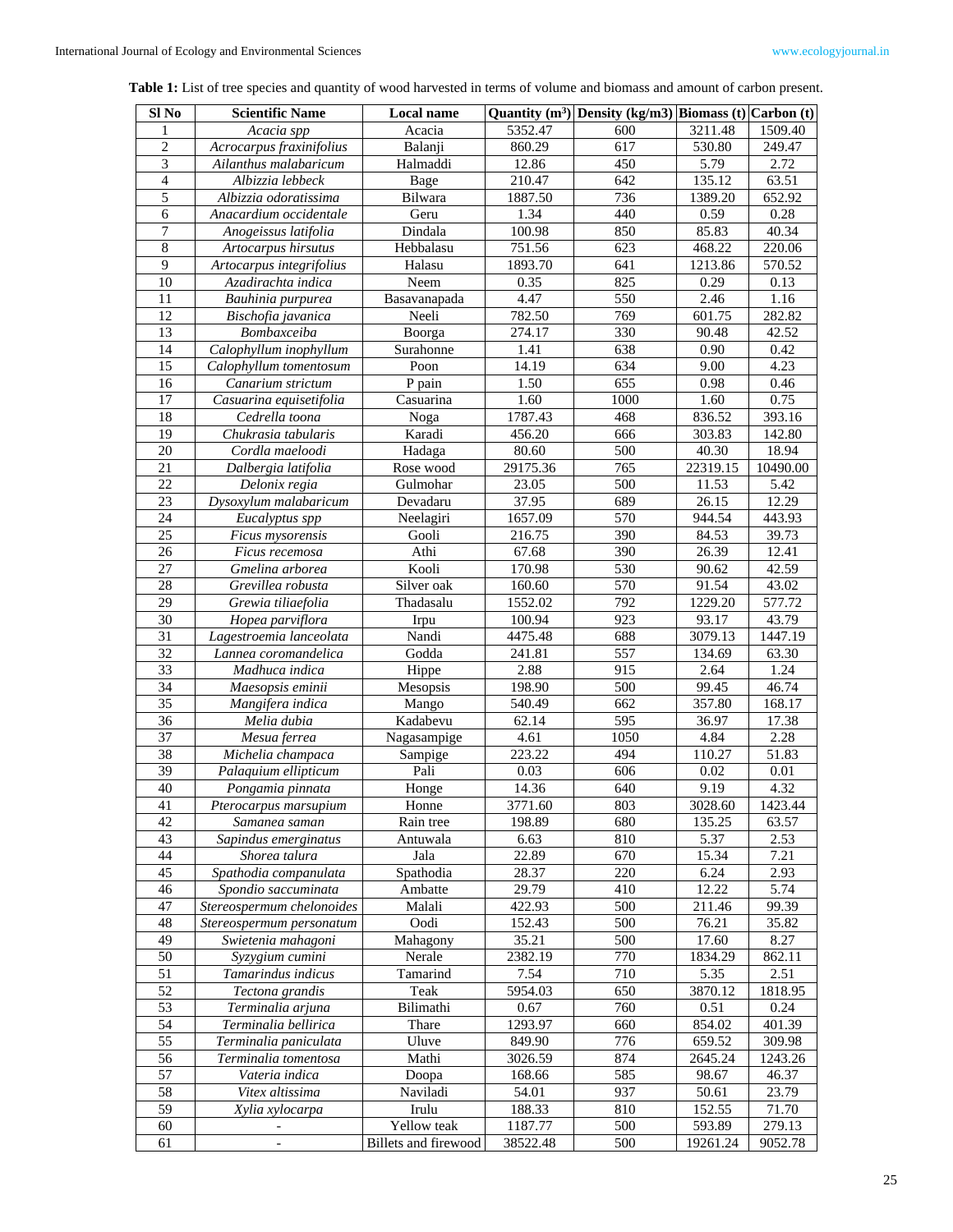**Table 1:** List of tree species and quantity of wood harvested in terms of volume and biomass and amount of carbon present.

| Sl No | Scientific Name | Local name | Quantity ($m^3$) | Density (kg/m3) | Biomass (t) | Carbon (t) |
|---|---|---|---|---|---|---|
| 1 | *Acacia spp* | Acacia | 5352.47 | 600 | 3211.48 | 1509.40 |
| 2 | *Acrocarpus fraxinifolius* | Balanji | 860.29 | 617 | 530.80 | 249.47 |
| 3 | *Ailanthus malabaricum* | Halmaddi | 12.86 | 450 | 5.79 | 2.72 |
| 4 | *Albizzia lebbeck* | Bage | 210.47 | 642 | 135.12 | 63.51 |
| 5 | *Albizzia odoratissima* | Bilwara | 1887.50 | 736 | 1389.20 | 652.92 |
| 6 | *Anacardium occidentale* | Geru | 1.34 | 440 | 0.59 | 0.28 |
| 7 | *Anogeissus latifolia* | Dindala | 100.98 | 850 | 85.83 | 40.34 |
| 8 | *Artocarpus hirsutus* | Hebbalasu | 751.56 | 623 | 468.22 | 220.06 |
| 9 | *Artocarpus integrifolius* | Halasu | 1893.70 | 641 | 1213.86 | 570.52 |
| 10 | *Azadirachta indica* | Neem | 0.35 | 825 | 0.29 | 0.13 |
| 11 | *Bauhinia purpurea* | Basavanapada | 4.47 | 550 | 2.46 | 1.16 |
| 12 | *Bischofia javanica* | Neeli | 782.50 | 769 | 601.75 | 282.82 |
| 13 | *Bombaxceiba* | Boorga | 274.17 | 330 | 90.48 | 42.52 |
| 14 | *Calophyllum inophyllum* | Surahonne | 1.41 | 638 | 0.90 | 0.42 |
| 15 | *Calophyllum tomentosum* | Poon | 14.19 | 634 | 9.00 | 4.23 |
| 16 | *Canarium strictum* | P pain | 1.50 | 655 | 0.98 | 0.46 |
| 17 | *Casuarina equisetifolia* | Casuarina | 1.60 | 1000 | 1.60 | 0.75 |
| 18 | *Cedrella toona* | Noga | 1787.43 | 468 | 836.52 | 393.16 |
| 19 | *Chukrasia tabularis* | Karadi | 456.20 | 666 | 303.83 | 142.80 |
| 20 | *Cordla maeloodi* | Hadaga | 80.60 | 500 | 40.30 | 18.94 |
| 21 | *Dalbergia latifolia* | Rose wood | 29175.36 | 765 | 22319.15 | 10490.00 |
| 22 | *Delonix regia* | Gulmohar | 23.05 | 500 | 11.53 | 5.42 |
| 23 | *Dysoxylum malabaricum* | Devadaru | 37.95 | 689 | 26.15 | 12.29 |
| 24 | *Eucalyptus spp* | Neelagiri | 1657.09 | 570 | 944.54 | 443.93 |
| 25 | *Ficus mysorensis* | Gooli | 216.75 | 390 | 84.53 | 39.73 |
| 26 | *Ficus recemosa* | Athi | 67.68 | 390 | 26.39 | 12.41 |
| 27 | *Gmelina arborea* | Kooli | 170.98 | 530 | 90.62 | 42.59 |
| 28 | *Grevillea robusta* | Silver oak | 160.60 | 570 | 91.54 | 43.02 |
| 29 | *Grewia tiliaefolia* | Thadasalu | 1552.02 | 792 | 1229.20 | 577.72 |
| 30 | *Hopea parviflora* | Irpu | 100.94 | 923 | 93.17 | 43.79 |
| 31 | *Lagestroemia lanceolata* | Nandi | 4475.48 | 688 | 3079.13 | 1447.19 |
| 32 | *Lannea coromandelica* | Godda | 241.81 | 557 | 134.69 | 63.30 |
| 33 | *Madhuca indica* | Hippe | 2.88 | 915 | 2.64 | 1.24 |
| 34 | *Maesopsis eminii* | Mesopsis | 198.90 | 500 | 99.45 | 46.74 |
| 35 | *Mangifera indica* | Mango | 540.49 | 662 | 357.80 | 168.17 |
| 36 | *Melia dubia* | Kadabevu | 62.14 | 595 | 36.97 | 17.38 |
| 37 | *Mesua ferrea* | Nagasampige | 4.61 | 1050 | 4.84 | 2.28 |
| 38 | *Michelia champaca* | Sampige | 223.22 | 494 | 110.27 | 51.83 |
| 39 | *Palaquium ellipticum* | Pali | 0.03 | 606 | 0.02 | 0.01 |
| 40 | *Pongamia pinnata* | Honge | 14.36 | 640 | 9.19 | 4.32 |
| 41 | *Pterocarpus marsupium* | Honne | 3771.60 | 803 | 3028.60 | 1423.44 |
| 42 | *Samanea saman* | Rain tree | 198.89 | 680 | 135.25 | 63.57 |
| 43 | *Sapindus emerginatus* | Antuwala | 6.63 | 810 | 5.37 | 2.53 |
| 44 | *Shorea talura* | Jala | 22.89 | 670 | 15.34 | 7.21 |
| 45 | *Spathodia companulata* | Spathodia | 28.37 | 220 | 6.24 | 2.93 |
| 46 | *Spondio saccuminata* | Ambatte | 29.79 | 410 | 12.22 | 5.74 |
| 47 | *Stereospermum chelonoides* | Malali | 422.93 | 500 | 211.46 | 99.39 |
| 48 | *Stereospermum personatum* | Oodi | 152.43 | 500 | 76.21 | 35.82 |
| 49 | *Swietenia mahagoni* | Mahagony | 35.21 | 500 | 17.60 | 8.27 |
| 50 | *Syzygium cumini* | Nerale | 2382.19 | 770 | 1834.29 | 862.11 |
| 51 | *Tamarindus indicus* | Tamarind | 7.54 | 710 | 5.35 | 2.51 |
| 52 | *Tectona grandis* | Teak | 5954.03 | 650 | 3870.12 | 1818.95 |
| 53 | *Terminalia arjuna* | Bilimathi | 0.67 | 760 | 0.51 | 0.24 |
| 54 | *Terminalia bellirica* | Thare | 1293.97 | 660 | 854.02 | 401.39 |
| 55 | *Terminalia paniculata* | Uluve | 849.90 | 776 | 659.52 | 309.98 |
| 56 | *Terminalia tomentosa* | Mathi | 3026.59 | 874 | 2645.24 | 1243.26 |
| 57 | *Vateria indica* | Doopa | 168.66 | 585 | 98.67 | 46.37 |
| 58 | *Vitex altissima* | Naviladi | 54.01 | 937 | 50.61 | 23.79 |
| 59 | *Xylia xylocarpa* | Irulu | 188.33 | 810 | 152.55 | 71.70 |
| 60 | - | Yellow teak | 1187.77 | 500 | 593.89 | 279.13 |
| 61 | - | Billets and firewood | 38522.48 | 500 | 19261.24 | 9052.78 |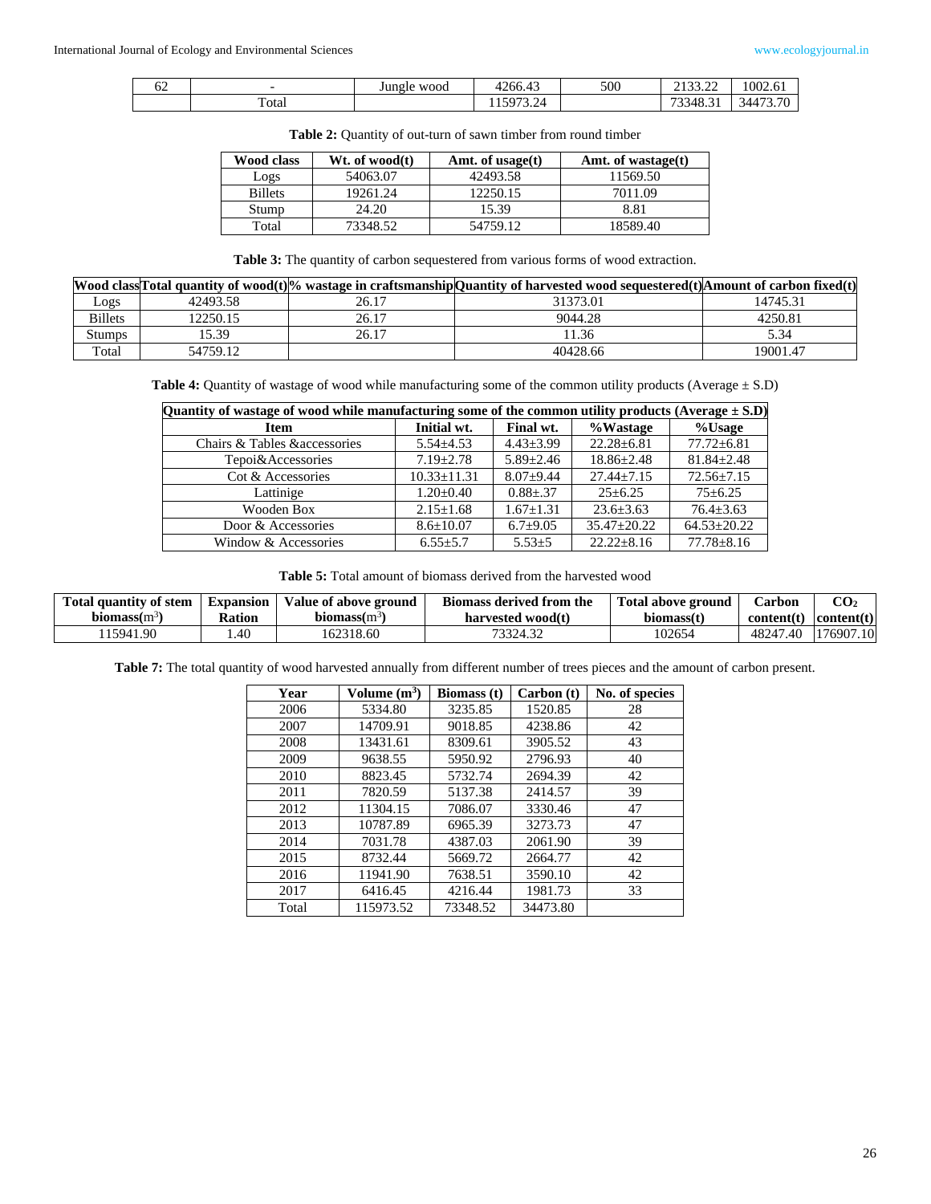| 62 | - | Jungle wood | 4266.43 | 500 | 2133.22 | 1002.61 |
|---|---|---|---|---|---|---|
| | Total | | 115973.24 | | 73348.31 | 34473.70 |

**Table 2:** Quantity of out-turn of sawn timber from round timber

| Wood class | Wt. of wood(t) | Amt. of usage(t) | Amt. of wastage(t) |
|---|---|---|---|
| Logs | 54063.07 | 42493.58 | 11569.50 |
| Billets | 19261.24 | 12250.15 | 7011.09 |
| Stump | 24.20 | 15.39 | 8.81 |
| Total | 73348.52 | 54759.12 | 18589.40 |

**Table 3:** The quantity of carbon sequestered from various forms of wood extraction.

| Wood class | Total quantity of wood(t) | % wastage in craftsmanship | Quantity of harvested wood sequestered(t) | Amount of carbon fixed(t) |
|---|---|---|---|---|
| Logs | 42493.58 | 26.17 | 31373.01 | 14745.31 |
| Billets | 12250.15 | 26.17 | 9044.28 | 4250.81 |
| Stumps | 15.39 | 26.17 | 11.36 | 5.34 |
| Total | 54759.12 | | 40428.66 | 19001.47 |

**Table 4:** Quantity of wastage of wood while manufacturing some of the common utility products (Average ± S.D)

| Quantity of wastage of wood while manufacturing some of the common utility products (Average ± S.D) | | | | |
|---|---|---|---|---|
| **Item** | **Initial wt.** | **Final wt.** | **%Wastage** | **%Usage** |
| Chairs & Tables &accessories | 5.54±4.53 | 4.43±3.99 | 22.28±6.81 | 77.72±6.81 |
| Tepoi&Accessories | 7.19±2.78 | 5.89±2.46 | 18.86±2.48 | 81.84±2.48 |
| Cot & Accessories | 10.33±11.31 | 8.07±9.44 | 27.44±7.15 | 72.56±7.15 |
| Lattinige | 1.20±0.40 | 0.88±.37 | 25±6.25 | 75±6.25 |
| Wooden Box | 2.15±1.68 | 1.67±1.31 | 23.6±3.63 | 76.4±3.63 |
| Door & Accessories | 8.6±10.07 | 6.7±9.05 | 35.47±20.22 | 64.53±20.22 |
| Window & Accessories | 6.55±5.7 | 5.53±5 | 22.22±8.16 | 77.78±8.16 |

**Table 5:** Total amount of biomass derived from the harvested wood

| Total quantity of stem biomass($m^3$) | Expansion Ration | Value of above ground biomass($m^3$) | Biomass derived from the harvested wood(t) | Total above ground biomass(t) | Carbon content(t) | $CO_2$ content(t) |
|---|---|---|---|---|---|---|
| 115941.90 | 1.40 | 162318.60 | 73324.32 | 102654 | 48247.40 | 176907.10 |

**Table 7:** The total quantity of wood harvested annually from different number of trees pieces and the amount of carbon present.

| Year | Volume ($m^3$) | Biomass (t) | Carbon (t) | No. of species |
|---|---|---|---|---|
| 2006 | 5334.80 | 3235.85 | 1520.85 | 28 |
| 2007 | 14709.91 | 9018.85 | 4238.86 | 42 |
| 2008 | 13431.61 | 8309.61 | 3905.52 | 43 |
| 2009 | 9638.55 | 5950.92 | 2796.93 | 40 |
| 2010 | 8823.45 | 5732.74 | 2694.39 | 42 |
| 2011 | 7820.59 | 5137.38 | 2414.57 | 39 |
| 2012 | 11304.15 | 7086.07 | 3330.46 | 47 |
| 2013 | 10787.89 | 6965.39 | 3273.73 | 47 |
| 2014 | 7031.78 | 4387.03 | 2061.90 | 39 |
| 2015 | 8732.44 | 5669.72 | 2664.77 | 42 |
| 2016 | 11941.90 | 7638.51 | 3590.10 | 42 |
| 2017 | 6416.45 | 4216.44 | 1981.73 | 33 |
| Total | 115973.52 | 73348.52 | 34473.80 | |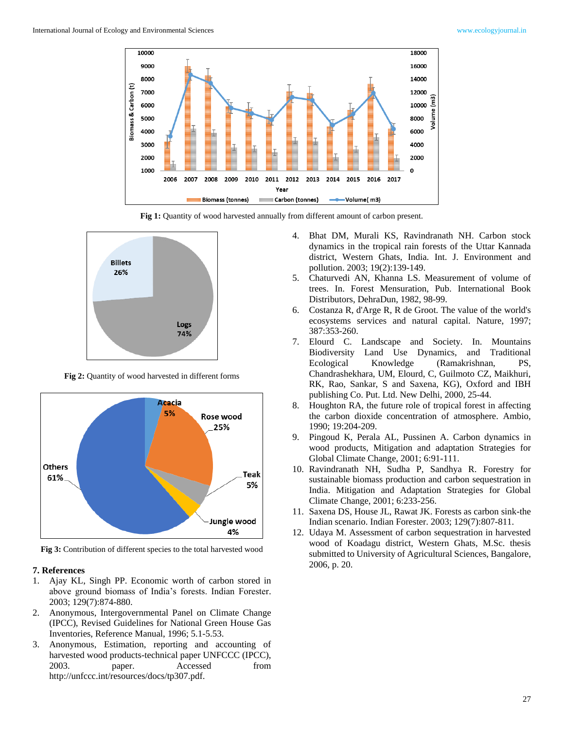10000
9000
8000
7000
6000
5000
4000
3000
2000
1000

Biomass & Carbon (t)

18000
16000
14000
12000
10000
8000
6000
4000
2000
0

Volume (m3)

2006 2007 2008 2009 2010 2011 2012 2013 2014 2015 2016 2017

Year

Biomass (tonnes) Carbon (tonnes) Volume( m3)

**Fig 1:** Quantity of wood harvested annually from different amount of carbon present.

Billets 26%

Logs 74%

**Fig 2:** Quantity of wood harvested in different forms

Acacia 5%

Rose wood 25%

Teak 5%

Jungle wood 4%

Others 61%

**Fig 3:** Contribution of different species to the total harvested wood

## 7. References

1. Ajay KL, Singh PP. Economic worth of carbon stored in above ground biomass of India's forests. Indian Forester. 2003; 129(7):874-880.
2. Anonymous, Intergovernmental Panel on Climate Change (IPCC), Revised Guidelines for National Green House Gas Inventories, Reference Manual, 1996; 5.1-5.53.
3. Anonymous, Estimation, reporting and accounting of harvested wood products-technical paper UNFCCC (IPCC), 2003. paper. Accessed from http://unfccc.int/resources/docs/tp307.pdf.
4. Bhat DM, Murali KS, Ravindranath NH. Carbon stock dynamics in the tropical rain forests of the Uttar Kannada district, Western Ghats, India. Int. J. Environment and pollution. 2003; 19(2):139-149.
5. Chaturvedi AN, Khanna LS. Measurement of volume of trees. In. Forest Mensuration, Pub. International Book Distributors, DehraDun, 1982, 98-99.
6. Costanza R, d'Arge R, R de Groot. The value of the world's ecosystems services and natural capital. Nature, 1997; 387:353-260.
7. Elourd C. Landscape and Society. In. Mountains Biodiversity Land Use Dynamics, and Traditional Ecological Knowledge (Ramakrishnan, PS, Chandrashekhara, UM, Elourd, C, Guilmoto CZ, Maikhuri, RK, Rao, Sankar, S and Saxena, KG), Oxford and IBH publishing Co. Put. Ltd. New Delhi, 2000, 25-44.
8. Houghton RA, the future role of tropical forest in affecting the carbon dioxide concentration of atmosphere. Ambio, 1990; 19:204-209.
9. Pingoud K, Perala AL, Pussinen A. Carbon dynamics in wood products, Mitigation and adaptation Strategies for Global Climate Change, 2001; 6:91-111.
10. Ravindranath NH, Sudha P, Sandhya R. Forestry for sustainable biomass production and carbon sequestration in India. Mitigation and Adaptation Strategies for Global Climate Change, 2001; 6:233-256.
11. Saxena DS, House JL, Rawat JK. Forests as carbon sink-the Indian scenario. Indian Forester. 2003; 129(7):807-811.
12. Udaya M. Assessment of carbon sequestration in harvested wood of Koadagu district, Western Ghats, M.Sc. thesis submitted to University of Agricultural Sciences, Bangalore, 2006, p. 20.